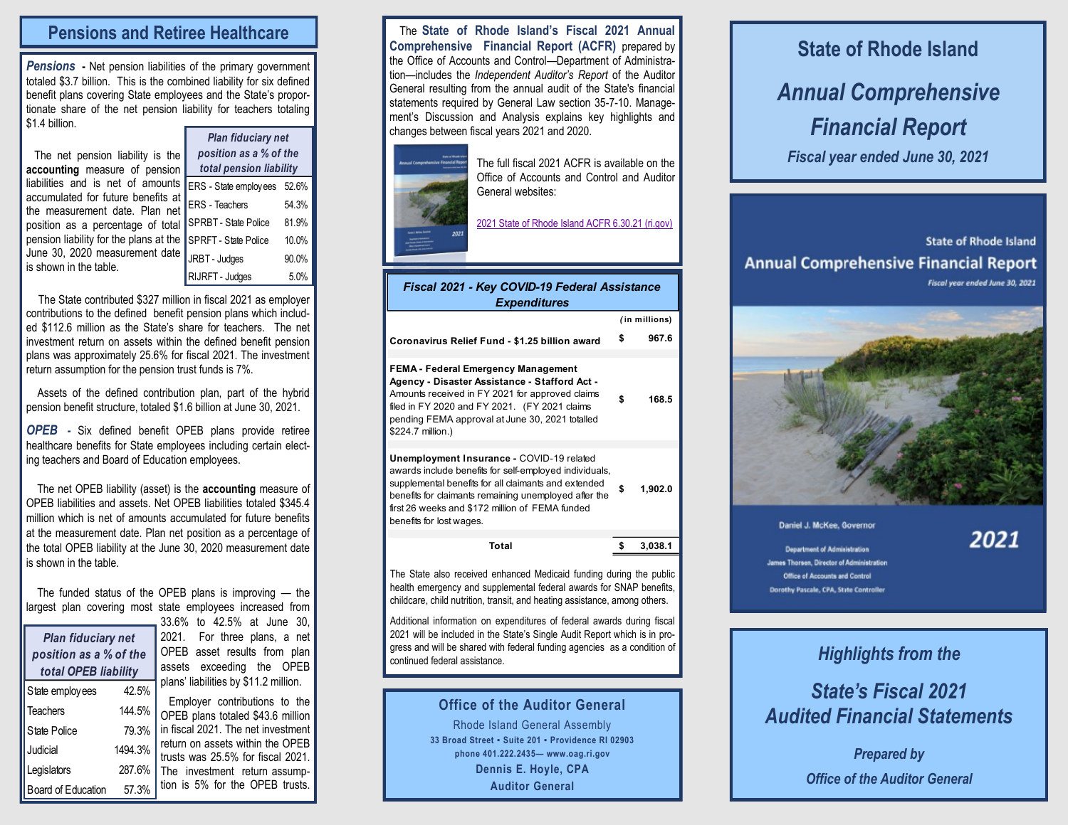## Pensions and Retiree Healthcare

***Pensions*** **-** Net pension liabilities of the primary government totaled $3.7 billion. This is the combined liability for six defined benefit plans covering State employees and the State's proportionate share of the net pension liability for teachers totaling $1.4 billion.

The net pension liability is the **accounting** measure of pension liabilities and is net of amounts accumulated for future benefits at the measurement date. Plan net position as a percentage of total pension liability for the plans at the June 30, 2020 measurement date is shown in the table.

| *Plan fiduciary net position as a % of the total pension liability* | |
|---|---|
| ERS - State employees | 52.6% |
| ERS - Teachers | 54.3% |
| SPRBT - State Police | 81.9% |
| SPRFT - State Police | 10.0% |
| JRBT - Judges | 90.0% |
| RIJRFT - Judges | 5.0% |

The State contributed $327 million in fiscal 2021 as employer contributions to the defined benefit pension plans which included $112.6 million as the State's share for teachers. The net investment return on assets within the defined benefit pension plans was approximately 25.6% for fiscal 2021. The investment return assumption for the pension trust funds is 7%.

Assets of the defined contribution plan, part of the hybrid pension benefit structure, totaled $1.6 billion at June 30, 2021.

***OPEB*** **-** Six defined benefit OPEB plans provide retiree healthcare benefits for State employees including certain electing teachers and Board of Education employees.

The net OPEB liability (asset) is the **accounting** measure of OPEB liabilities and assets. Net OPEB liabilities totaled $345.4 million which is net of amounts accumulated for future benefits at the measurement date. Plan net position as a percentage of the total OPEB liability at the June 30, 2020 measurement date is shown in the table.

The funded status of the OPEB plans is improving — the largest plan covering most state employees increased from 33.6% to 42.5% at June 30, 2021. For three plans, a net OPEB asset results from plan assets exceeding the OPEB plans' liabilities by $11.2 million.

| *Plan fiduciary net position as a % of the total OPEB liability* | |
|---|---|
| State employees | 42.5% |
| Teachers | 144.5% |
| State Police | 79.3% |
| Judicial | 1494.3% |
| Legislators | 287.6% |
| Board of Education | 57.3% |

Employer contributions to the OPEB plans totaled $43.6 million in fiscal 2021. The net investment return on assets within the OPEB trusts was 25.5% for fiscal 2021. The investment return assumption is 5% for the OPEB trusts.

The **State of Rhode Island's Fiscal 2021 Annual Comprehensive Financial Report (ACFR)** prepared by the Office of Accounts and Control—Department of Administration—includes the *Independent Auditor's Report* of the Auditor General resulting from the annual audit of the State's financial statements required by General Law section 35-7-10. Management's Discussion and Analysis explains key highlights and changes between fiscal years 2021 and 2020.

The full fiscal 2021 ACFR is available on the Office of Accounts and Control and Auditor General websites:

2021 State of Rhode Island ACFR 6.30.21 (ri.gov)

### *Fiscal 2021 - Key COVID-19 Federal Assistance Expenditures*

| | (in millions) |
|---|---|
| **Coronavirus Relief Fund - $1.25 billion award** | $ 967.6 |
| **FEMA - Federal Emergency Management Agency - Disaster Assistance - Stafford Act -** Amounts received in FY 2021 for approved claims filed in FY 2020 and FY 2021. (FY 2021 claims pending FEMA approval at June 30, 2021 totalled $224.7 million.) | $ 168.5 |
| **Unemployment Insurance -** COVID-19 related awards include benefits for self-employed individuals, supplemental benefits for all claimants and extended benefits for claimants remaining unemployed after the first 26 weeks and $172 million of FEMA funded benefits for lost wages. | $ 1,902.0 |
| **Total** | $ 3,038.1 |

The State also received enhanced Medicaid funding during the public health emergency and supplemental federal awards for SNAP benefits, childcare, child nutrition, transit, and heating assistance, among others.

Additional information on expenditures of federal awards during fiscal 2021 will be included in the State's Single Audit Report which is in progress and will be shared with federal funding agencies as a condition of continued federal assistance.

**Office of the Auditor General**

Rhode Island General Assembly

33 Broad Street • Suite 201 • Providence RI 02903

phone 401.222.2435— www.oag.ri.gov

**Dennis E. Hoyle, CPA**

**Auditor General**

# State of Rhode Island

## *Annual Comprehensive Financial Report*

***Fiscal year ended June 30, 2021***

State of Rhode Island
Annual Comprehensive Financial Report
Fiscal year ended June 30, 2021

Daniel J. McKee, Governor

Department of Administration
James Thorsen, Director of Administration
Office of Accounts and Control
Dorothy Pascale, CPA, State Controller

2021

## *Highlights from the State's Fiscal 2021 Audited Financial Statements*

***Prepared by Office of the Auditor General***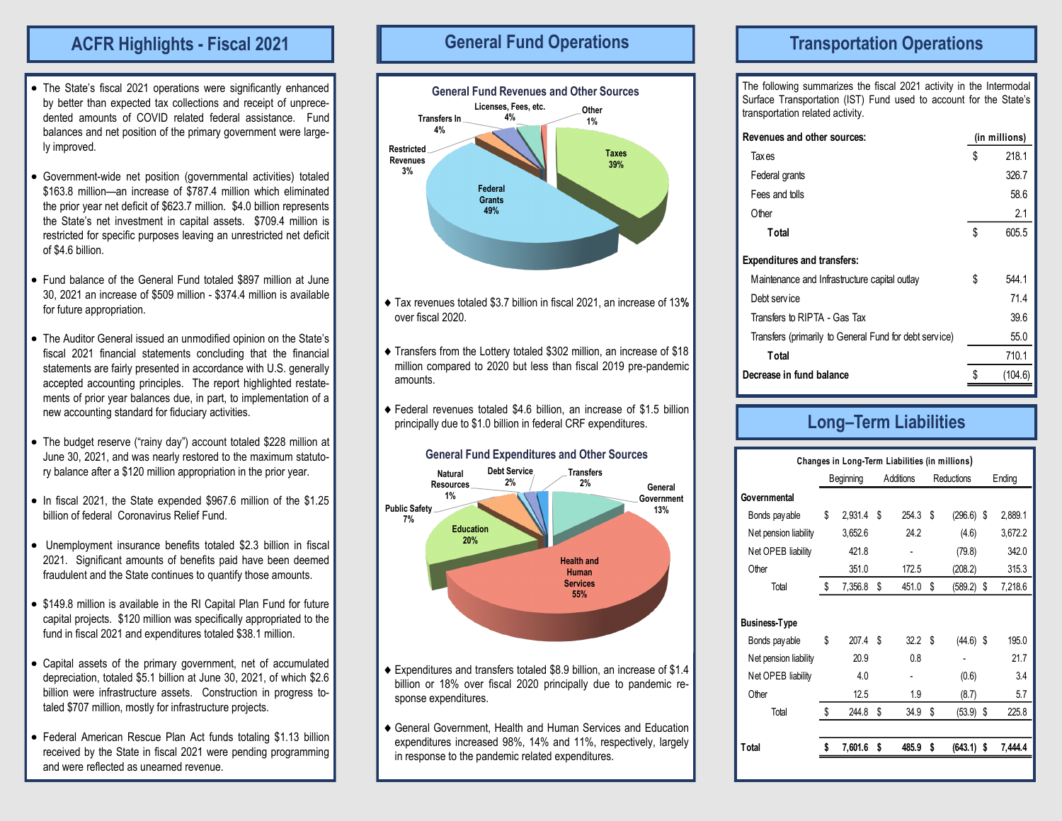# ACFR Highlights - Fiscal 2021

- The State's fiscal 2021 operations were significantly enhanced by better than expected tax collections and receipt of unprecedented amounts of COVID related federal assistance. Fund balances and net position of the primary government were largely improved.
- Government-wide net position (governmental activities) totaled $163.8 million—an increase of $787.4 million which eliminated the prior year net deficit of $623.7 million. $4.0 billion represents the State's net investment in capital assets. $709.4 million is restricted for specific purposes leaving an unrestricted net deficit of $4.6 billion.
- Fund balance of the General Fund totaled $897 million at June 30, 2021 an increase of $509 million - $374.4 million is available for future appropriation.
- The Auditor General issued an unmodified opinion on the State's fiscal 2021 financial statements concluding that the financial statements are fairly presented in accordance with U.S. generally accepted accounting principles. The report highlighted restatements of prior year balances due, in part, to implementation of a new accounting standard for fiduciary activities.
- The budget reserve ("rainy day") account totaled $228 million at June 30, 2021, and was nearly restored to the maximum statutory balance after a $120 million appropriation in the prior year.
- In fiscal 2021, the State expended $967.6 million of the $1.25 billion of federal Coronavirus Relief Fund.
- Unemployment insurance benefits totaled $2.3 billion in fiscal 2021. Significant amounts of benefits paid have been deemed fraudulent and the State continues to quantify those amounts.
- $149.8 million is available in the RI Capital Plan Fund for future capital projects. $120 million was specifically appropriated to the fund in fiscal 2021 and expenditures totaled $38.1 million.
- Capital assets of the primary government, net of accumulated depreciation, totaled $5.1 billion at June 30, 2021, of which $2.6 billion were infrastructure assets. Construction in progress totaled $707 million, mostly for infrastructure projects.
- Federal American Rescue Plan Act funds totaling $1.13 billion received by the State in fiscal 2021 were pending programming and were reflected as unearned revenue.

# General Fund Operations

**General Fund Revenues and Other Sources**

Licenses, Fees, etc. 4%
Other 1%
Transfers In 4%
Restricted Revenues 3%
Taxes 39%
Federal Grants 49%

- Tax revenues totaled $3.7 billion in fiscal 2021, an increase of 13% over fiscal 2020.
- Transfers from the Lottery totaled $302 million, an increase of $18 million compared to 2020 but less than fiscal 2019 pre-pandemic amounts.
- Federal revenues totaled $4.6 billion, an increase of $1.5 billion principally due to $1.0 billion in federal CRF expenditures.

**General Fund Expenditures and Other Sources**

Natural Resources 1%
Debt Service 2%
Transfers 2%
General Government 13%
Public Safety 7%
Education 20%
Health and Human Services 55%

- Expenditures and transfers totaled $8.9 billion, an increase of $1.4 billion or 18% over fiscal 2020 principally due to pandemic response expenditures.
- General Government, Health and Human Services and Education expenditures increased 98%, 14% and 11%, respectively, largely in response to the pandemic related expenditures.

# Transportation Operations

The following summarizes the fiscal 2021 activity in the Intermodal Surface Transportation (IST) Fund used to account for the State's transportation related activity.

| | | (in millions) |
|---|---|---|
| **Revenues and other sources:** | | |
| Taxes | $ | 218.1 |
| Federal grants | | 326.7 |
| Fees and tolls | | 58.6 |
| Other | | 2.1 |
| **Total** | $ | 605.5 |
| **Expenditures and transfers:** | | |
| Maintenance and Infrastructure capital outlay | $ | 544.1 |
| Debt service | | 71.4 |
| Transfers to RIPTA - Gas Tax | | 39.6 |
| Transfers (primarily to General Fund for debt service) | | 55.0 |
| **Total** | | 710.1 |
| **Decrease in fund balance** | $ | (104.6) |

# Long–Term Liabilities

**Changes in Long-Term Liabilities (in millions)**

| | Beginning | Additions | Reductions | Ending |
|---|---|---|---|---|
| **Governmental** | | | | |
| Bonds payable | $ 2,931.4 | $ 254.3 | $ (296.6) | $ 2,889.1 |
| Net pension liability | 3,652.6 | 24.2 | (4.6) | 3,672.2 |
| Net OPEB liability | 421.8 | - | (79.8) | 342.0 |
| Other | 351.0 | 172.5 | (208.2) | 315.3 |
| Total | $ 7,356.8 | $ 451.0 | $ (589.2) | $ 7,218.6 |
| **Business-Type** | | | | |
| Bonds payable | $ 207.4 | $ 32.2 | $ (44.6) | $ 195.0 |
| Net pension liability | 20.9 | 0.8 | - | 21.7 |
| Net OPEB liability | 4.0 | - | (0.6) | 3.4 |
| Other | 12.5 | 1.9 | (8.7) | 5.7 |
| Total | $ 244.8 | $ 34.9 | $ (53.9) | $ 225.8 |
| **Total** | **$ 7,601.6** | **$ 485.9** | **$ (643.1)** | **$ 7,444.4** |